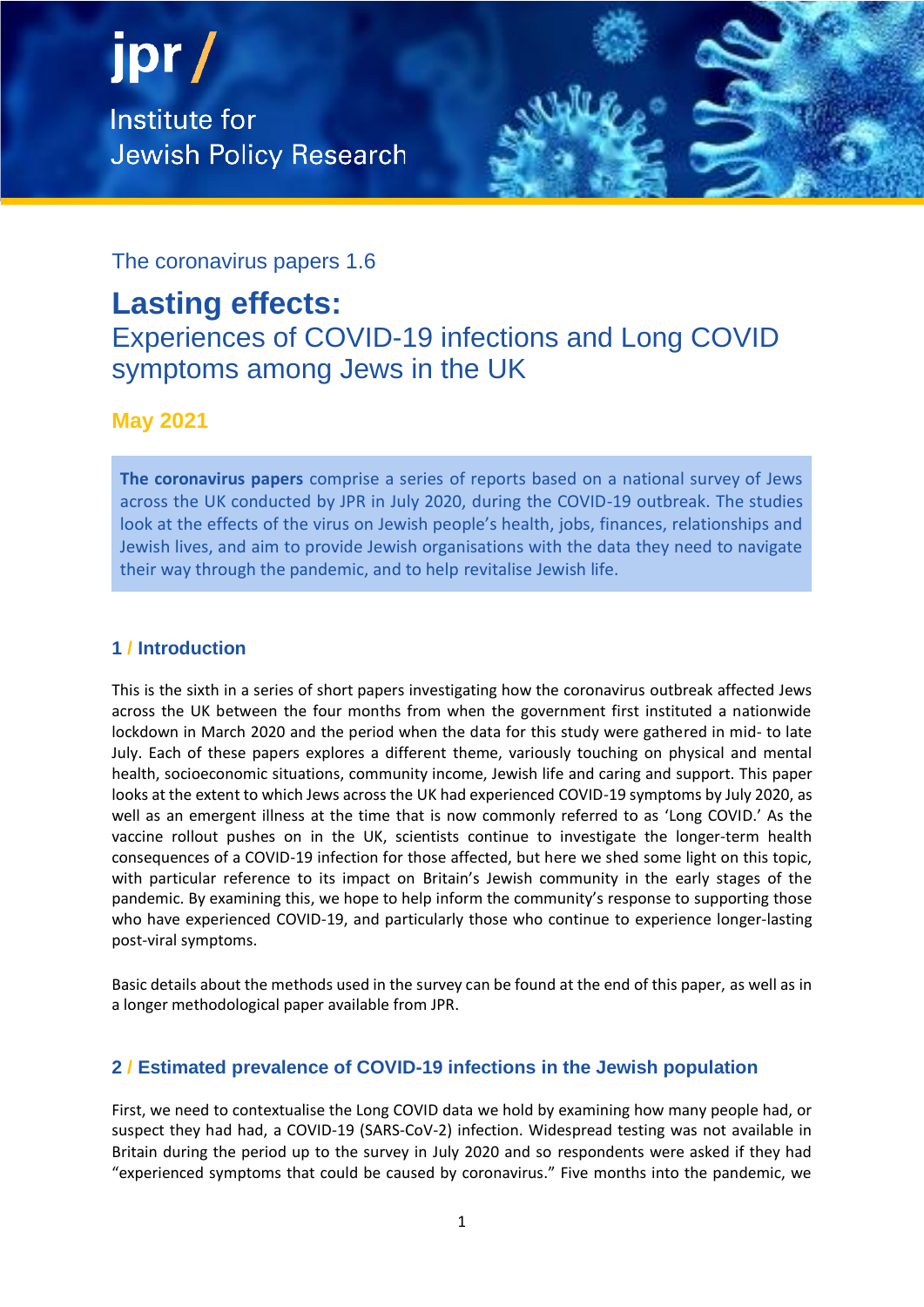jpr / Institute for Jewish Policy Research

The coronavirus papers 1.6

# Lasting effects:

## Experiences of COVID-19 infections and Long COVID symptoms among Jews in the UK

**May 2021**

**The coronavirus papers** comprise a series of reports based on a national survey of Jews across the UK conducted by JPR in July 2020, during the COVID-19 outbreak. The studies look at the effects of the virus on Jewish people's health, jobs, finances, relationships and Jewish lives, and aim to provide Jewish organisations with the data they need to navigate their way through the pandemic, and to help revitalise Jewish life.

### 1 / Introduction

This is the sixth in a series of short papers investigating how the coronavirus outbreak affected Jews across the UK between the four months from when the government first instituted a nationwide lockdown in March 2020 and the period when the data for this study were gathered in mid- to late July. Each of these papers explores a different theme, variously touching on physical and mental health, socioeconomic situations, community income, Jewish life and caring and support. This paper looks at the extent to which Jews across the UK had experienced COVID-19 symptoms by July 2020, as well as an emergent illness at the time that is now commonly referred to as 'Long COVID.' As the vaccine rollout pushes on in the UK, scientists continue to investigate the longer-term health consequences of a COVID-19 infection for those affected, but here we shed some light on this topic, with particular reference to its impact on Britain's Jewish community in the early stages of the pandemic. By examining this, we hope to help inform the community's response to supporting those who have experienced COVID-19, and particularly those who continue to experience longer-lasting post-viral symptoms.

Basic details about the methods used in the survey can be found at the end of this paper, as well as in a longer methodological paper available from JPR.

### 2 / Estimated prevalence of COVID-19 infections in the Jewish population

First, we need to contextualise the Long COVID data we hold by examining how many people had, or suspect they had had, a COVID-19 (SARS-CoV-2) infection. Widespread testing was not available in Britain during the period up to the survey in July 2020 and so respondents were asked if they had "experienced symptoms that could be caused by coronavirus." Five months into the pandemic, we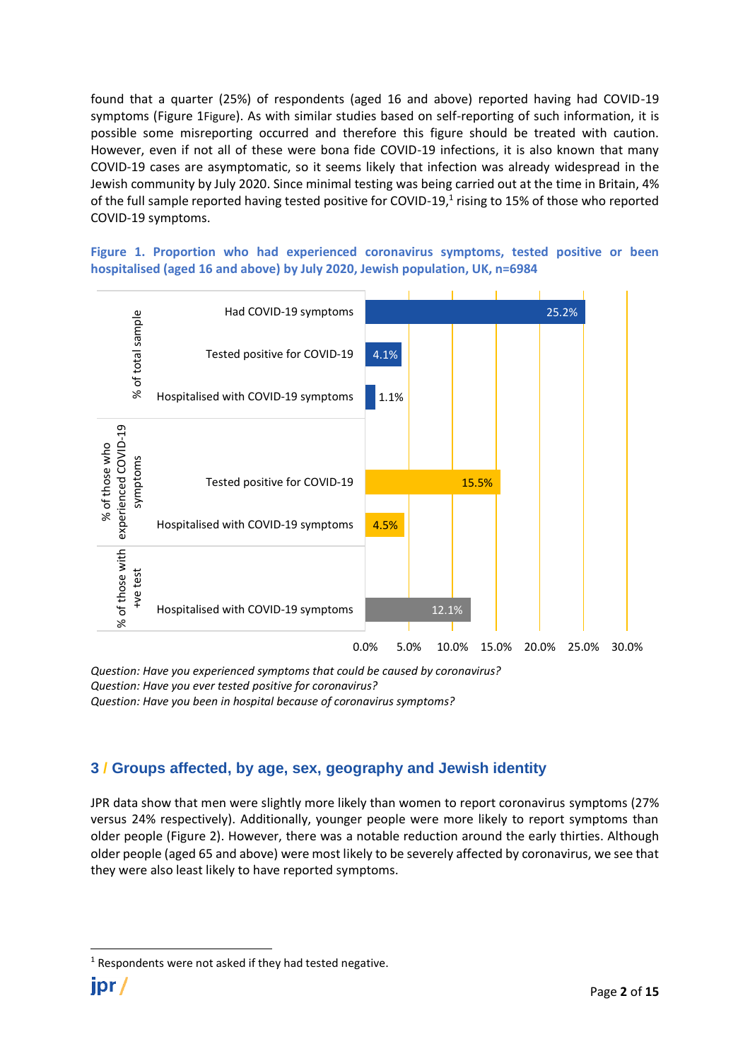found that a quarter (25%) of respondents (aged 16 and above) reported having had COVID-19 symptoms (Figure 1Figure). As with similar studies based on self-reporting of such information, it is possible some misreporting occurred and therefore this figure should be treated with caution. However, even if not all of these were bona fide COVID-19 infections, it is also known that many COVID-19 cases are asymptomatic, so it seems likely that infection was already widespread in the Jewish community by July 2020. Since minimal testing was being carried out at the time in Britain, 4% of the full sample reported having tested positive for COVID-19,[1] rising to 15% of those who reported COVID-19 symptoms.

**Figure 1. Proportion who had experienced coronavirus symptoms, tested positive or been hospitalised (aged 16 and above) by July 2020, Jewish population, UK, n=6984**

| Group | Measure | % |
| --- | --- | --- |
| % of total sample | Had COVID-19 symptoms | 25.2% |
| | Tested positive for COVID-19 | 4.1% |
| | Hospitalised with COVID-19 symptoms | 1.1% |
| % of those who experienced COVID-19 symptoms | Tested positive for COVID-19 | 15.5% |
| | Hospitalised with COVID-19 symptoms | 4.5% |
| % of those with +ve test | Hospitalised with COVID-19 symptoms | 12.1% |

*Question: Have you experienced symptoms that could be caused by coronavirus?*
*Question: Have you ever tested positive for coronavirus?*
*Question: Have you been in hospital because of coronavirus symptoms?*

## 3 / Groups affected, by age, sex, geography and Jewish identity

JPR data show that men were slightly more likely than women to report coronavirus symptoms (27% versus 24% respectively). Additionally, younger people were more likely to report symptoms than older people (Figure 2). However, there was a notable reduction around the early thirties. Although older people (aged 65 and above) were most likely to be severely affected by coronavirus, we see that they were also least likely to have reported symptoms.

[1] Respondents were not asked if they had tested negative.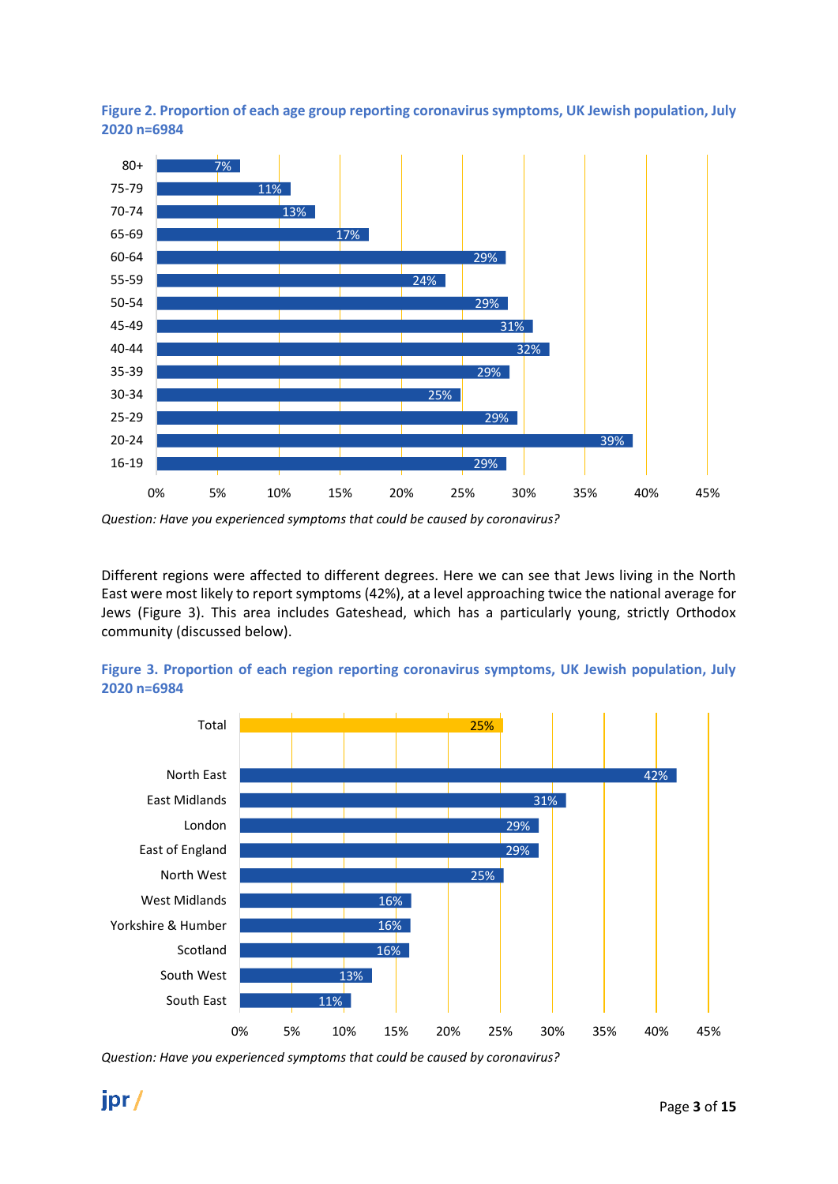**Figure 2. Proportion of each age group reporting coronavirus symptoms, UK Jewish population, July 2020 n=6984**

| Age group | % |
|---|---|
| 80+ | 7% |
| 75-79 | 11% |
| 70-74 | 13% |
| 65-69 | 17% |
| 60-64 | 29% |
| 55-59 | 24% |
| 50-54 | 29% |
| 45-49 | 31% |
| 40-44 | 32% |
| 35-39 | 29% |
| 30-34 | 25% |
| 25-29 | 29% |
| 20-24 | 39% |
| 16-19 | 29% |

*Question: Have you experienced symptoms that could be caused by coronavirus?*

Different regions were affected to different degrees. Here we can see that Jews living in the North East were most likely to report symptoms (42%), at a level approaching twice the national average for Jews (Figure 3). This area includes Gateshead, which has a particularly young, strictly Orthodox community (discussed below).

**Figure 3. Proportion of each region reporting coronavirus symptoms, UK Jewish population, July 2020 n=6984**

| Region | % |
|---|---|
| Total | 25% |
| North East | 42% |
| East Midlands | 31% |
| London | 29% |
| East of England | 29% |
| North West | 25% |
| West Midlands | 16% |
| Yorkshire & Humber | 16% |
| Scotland | 16% |
| South West | 13% |
| South East | 11% |

*Question: Have you experienced symptoms that could be caused by coronavirus?*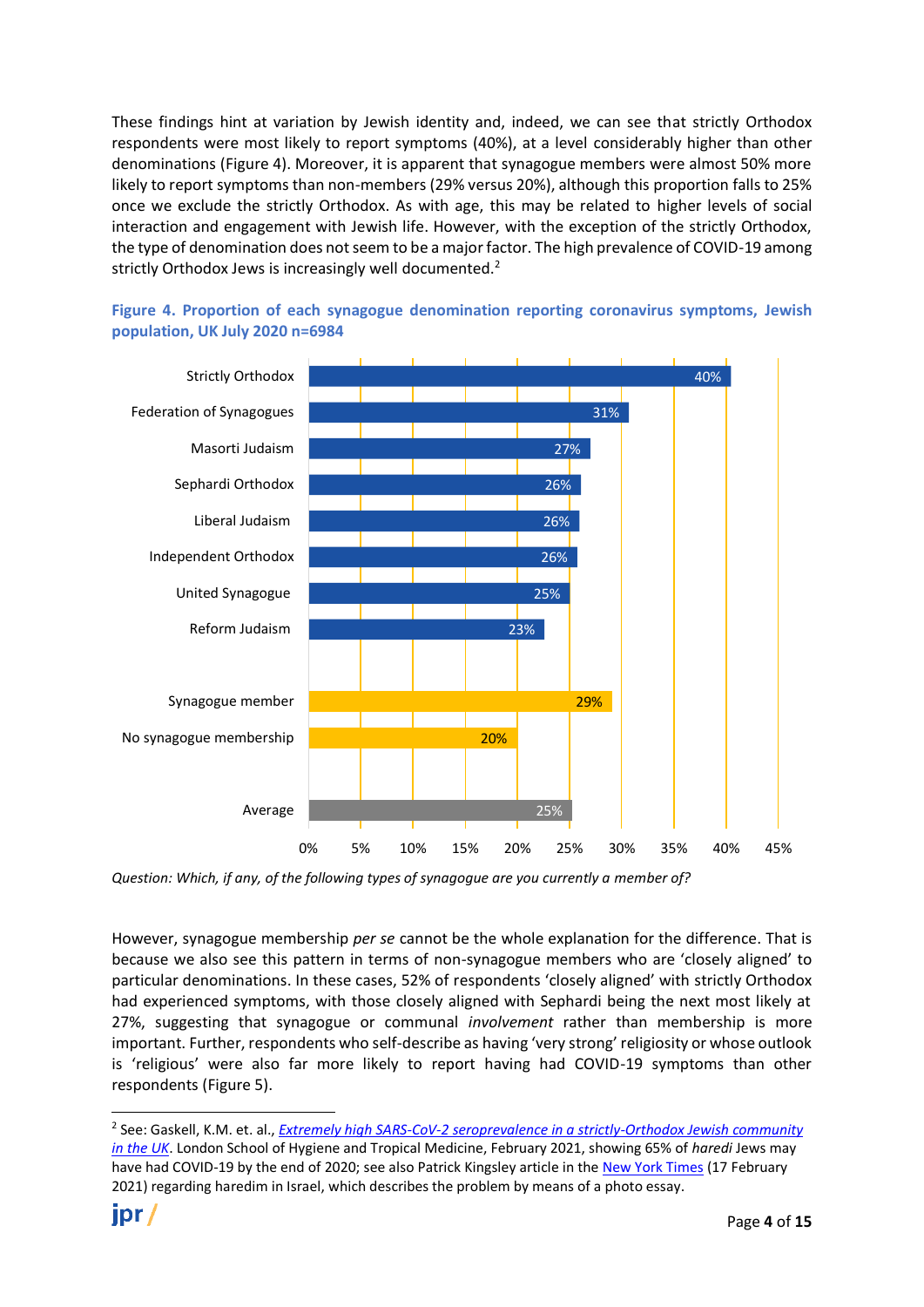These findings hint at variation by Jewish identity and, indeed, we can see that strictly Orthodox respondents were most likely to report symptoms (40%), at a level considerably higher than other denominations (Figure 4). Moreover, it is apparent that synagogue members were almost 50% more likely to report symptoms than non-members (29% versus 20%), although this proportion falls to 25% once we exclude the strictly Orthodox. As with age, this may be related to higher levels of social interaction and engagement with Jewish life. However, with the exception of the strictly Orthodox, the type of denomination does not seem to be a major factor. The high prevalence of COVID-19 among strictly Orthodox Jews is increasingly well documented.[2]

**Figure 4. Proportion of each synagogue denomination reporting coronavirus symptoms, Jewish population, UK July 2020 n=6984**

| Group | Reporting symptoms |
| --- | --- |
| Strictly Orthodox | 40% |
| Federation of Synagogues | 31% |
| Masorti Judaism | 27% |
| Sephardi Orthodox | 26% |
| Liberal Judaism | 26% |
| Independent Orthodox | 26% |
| United Synagogue | 25% |
| Reform Judaism | 23% |
| Synagogue member | 29% |
| No synagogue membership | 20% |
| Average | 25% |

*Question: Which, if any, of the following types of synagogue are you currently a member of?*

However, synagogue membership *per se* cannot be the whole explanation for the difference. That is because we also see this pattern in terms of non-synagogue members who are 'closely aligned' to particular denominations. In these cases, 52% of respondents 'closely aligned' with strictly Orthodox had experienced symptoms, with those closely aligned with Sephardi being the next most likely at 27%, suggesting that synagogue or communal *involvement* rather than membership is more important. Further, respondents who self-describe as having 'very strong' religiosity or whose outlook is 'religious' were also far more likely to report having had COVID-19 symptoms than other respondents (Figure 5).

[2] See: Gaskell, K.M. et. al., *Extremely high SARS-CoV-2 seroprevalence in a strictly-Orthodox Jewish community in the UK*. London School of Hygiene and Tropical Medicine, February 2021, showing 65% of *haredi* Jews may have had COVID-19 by the end of 2020; see also Patrick Kingsley article in the New York Times (17 February 2021) regarding haredim in Israel, which describes the problem by means of a photo essay.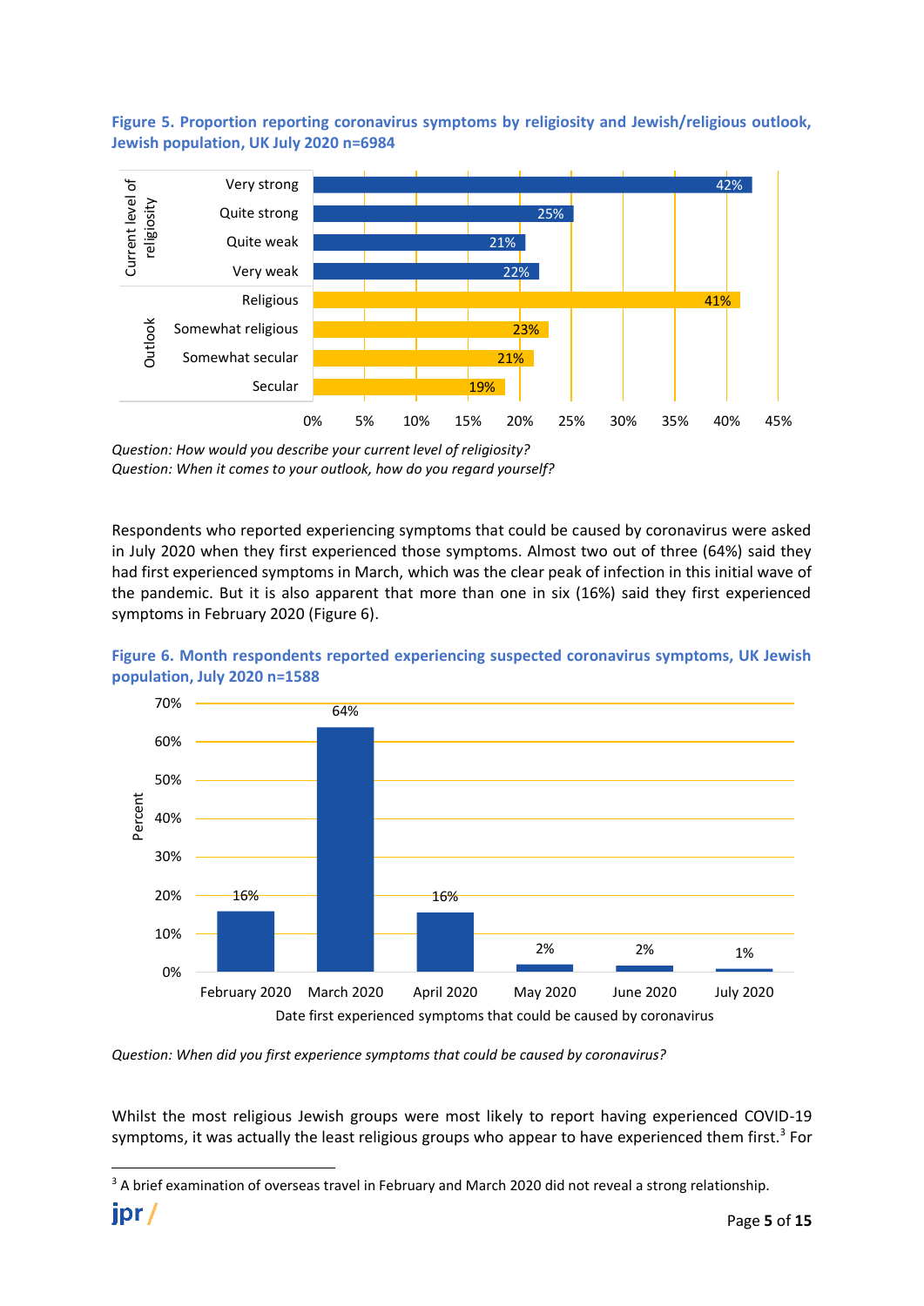**Figure 5. Proportion reporting coronavirus symptoms by religiosity and Jewish/religious outlook, Jewish population, UK July 2020 n=6984**

| | | Proportion |
|---|---|---|
| Current level of religiosity | Very strong | 42% |
| | Quite strong | 25% |
| | Quite weak | 21% |
| | Very weak | 22% |
| Outlook | Religious | 41% |
| | Somewhat religious | 23% |
| | Somewhat secular | 21% |
| | Secular | 19% |

*Question: How would you describe your current level of religiosity?*
*Question: When it comes to your outlook, how do you regard yourself?*

Respondents who reported experiencing symptoms that could be caused by coronavirus were asked in July 2020 when they first experienced those symptoms. Almost two out of three (64%) said they had first experienced symptoms in March, which was the clear peak of infection in this initial wave of the pandemic. But it is also apparent that more than one in six (16%) said they first experienced symptoms in February 2020 (Figure 6).

**Figure 6. Month respondents reported experiencing suspected coronavirus symptoms, UK Jewish population, July 2020 n=1588**

| Date first experienced symptoms that could be caused by coronavirus | Percent |
|---|---|
| February 2020 | 16% |
| March 2020 | 64% |
| April 2020 | 16% |
| May 2020 | 2% |
| June 2020 | 2% |
| July 2020 | 1% |

*Question: When did you first experience symptoms that could be caused by coronavirus?*

Whilst the most religious Jewish groups were most likely to report having experienced COVID-19 symptoms, it was actually the least religious groups who appear to have experienced them first.[3] For

[3] A brief examination of overseas travel in February and March 2020 did not reveal a strong relationship.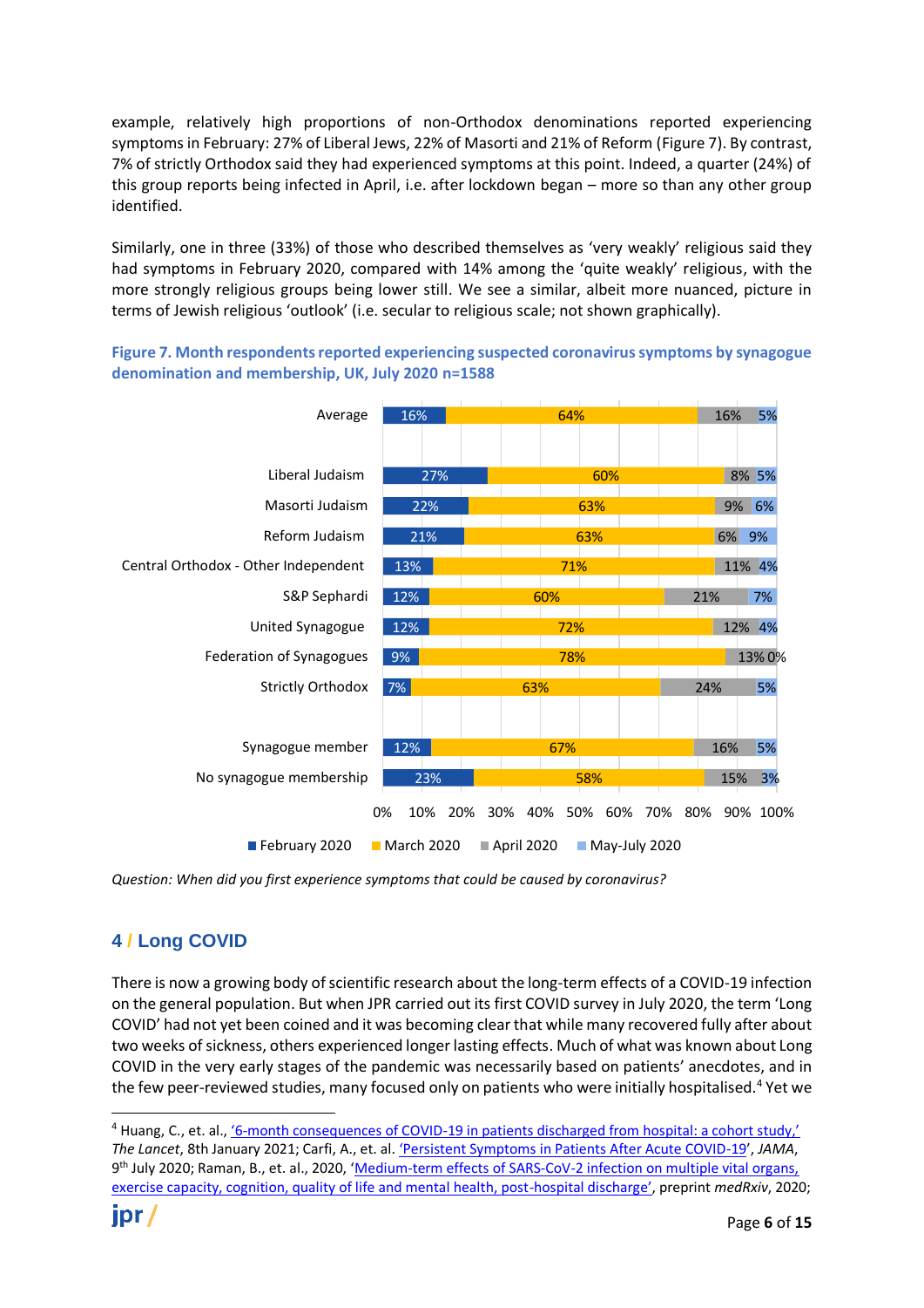example, relatively high proportions of non-Orthodox denominations reported experiencing symptoms in February: 27% of Liberal Jews, 22% of Masorti and 21% of Reform (Figure 7). By contrast, 7% of strictly Orthodox said they had experienced symptoms at this point. Indeed, a quarter (24%) of this group reports being infected in April, i.e. after lockdown began – more so than any other group identified.

Similarly, one in three (33%) of those who described themselves as 'very weakly' religious said they had symptoms in February 2020, compared with 14% among the 'quite weakly' religious, with the more strongly religious groups being lower still. We see a similar, albeit more nuanced, picture in terms of Jewish religious 'outlook' (i.e. secular to religious scale; not shown graphically).

**Figure 7. Month respondents reported experiencing suspected coronavirus symptoms by synagogue denomination and membership, UK, July 2020 n=1588**

| | February 2020 | March 2020 | April 2020 | May-July 2020 |
|---|---|---|---|---|
| Average | 16% | 64% | 16% | 5% |
| Liberal Judaism | 27% | 60% | 8% | 5% |
| Masorti Judaism | 22% | 63% | 9% | 6% |
| Reform Judaism | 21% | 63% | 6% | 9% |
| Central Orthodox - Other Independent | 13% | 71% | 11% | 4% |
| S&P Sephardi | 12% | 60% | 21% | 7% |
| United Synagogue | 12% | 72% | 12% | 4% |
| Federation of Synagogues | 9% | 78% | 13% | 0% |
| Strictly Orthodox | 7% | 63% | 24% | 5% |
| Synagogue member | 12% | 67% | 16% | 5% |
| No synagogue membership | 23% | 58% | 15% | 3% |

*Question: When did you first experience symptoms that could be caused by coronavirus?*

## 4 / Long COVID

There is now a growing body of scientific research about the long-term effects of a COVID-19 infection on the general population. But when JPR carried out its first COVID survey in July 2020, the term 'Long COVID' had not yet been coined and it was becoming clear that while many recovered fully after about two weeks of sickness, others experienced longer lasting effects. Much of what was known about Long COVID in the very early stages of the pandemic was necessarily based on patients' anecdotes, and in the few peer-reviewed studies, many focused only on patients who were initially hospitalised.[4] Yet we

[4] Huang, C., et. al., '6-month consequences of COVID-19 in patients discharged from hospital: a cohort study,' *The Lancet*, 8th January 2021; Carfi, A., et. al. 'Persistent Symptoms in Patients After Acute COVID-19', *JAMA*, 9th July 2020; Raman, B., et. al., 2020, 'Medium-term effects of SARS-CoV-2 infection on multiple vital organs, exercise capacity, cognition, quality of life and mental health, post-hospital discharge', preprint *medRxiv*, 2020;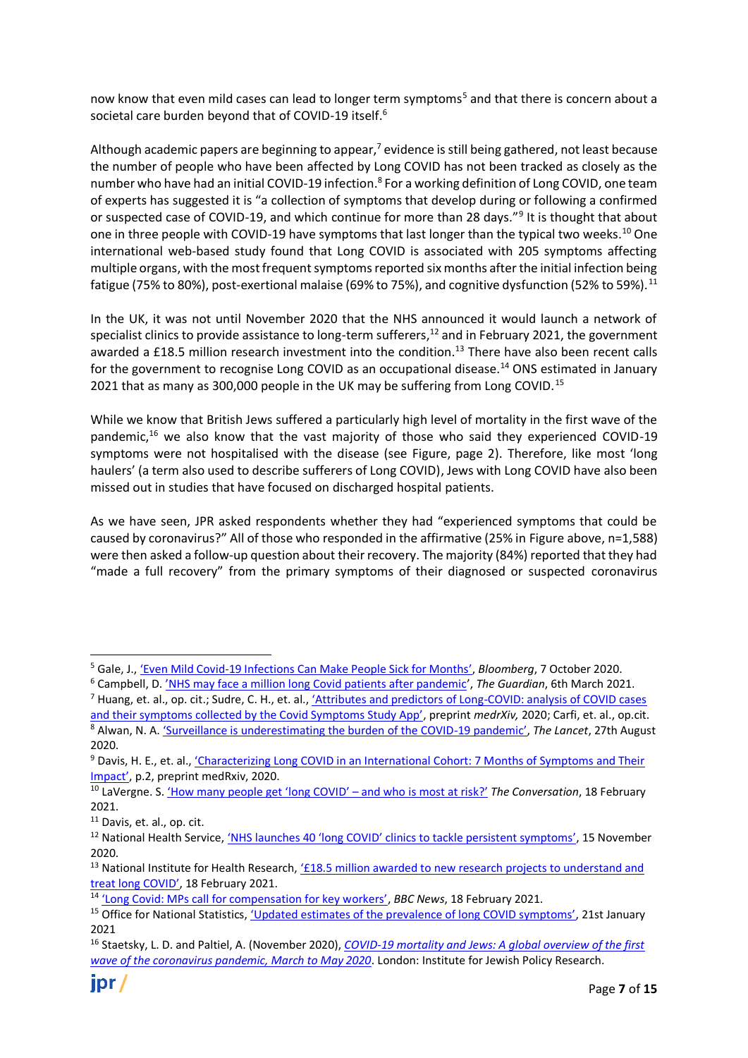now know that even mild cases can lead to longer term symptoms[5] and that there is concern about a societal care burden beyond that of COVID-19 itself.[6]

Although academic papers are beginning to appear,[7] evidence is still being gathered, not least because the number of people who have been affected by Long COVID has not been tracked as closely as the number who have had an initial COVID-19 infection.[8] For a working definition of Long COVID, one team of experts has suggested it is "a collection of symptoms that develop during or following a confirmed or suspected case of COVID-19, and which continue for more than 28 days."[9] It is thought that about one in three people with COVID-19 have symptoms that last longer than the typical two weeks.[10] One international web-based study found that Long COVID is associated with 205 symptoms affecting multiple organs, with the most frequent symptoms reported six months after the initial infection being fatigue (75% to 80%), post-exertional malaise (69% to 75%), and cognitive dysfunction (52% to 59%).[11]

In the UK, it was not until November 2020 that the NHS announced it would launch a network of specialist clinics to provide assistance to long-term sufferers,[12] and in February 2021, the government awarded a £18.5 million research investment into the condition.[13] There have also been recent calls for the government to recognise Long COVID as an occupational disease.[14] ONS estimated in January 2021 that as many as 300,000 people in the UK may be suffering from Long COVID.[15]

While we know that British Jews suffered a particularly high level of mortality in the first wave of the pandemic,[16] we also know that the vast majority of those who said they experienced COVID-19 symptoms were not hospitalised with the disease (see Figure, page 2). Therefore, like most 'long haulers' (a term also used to describe sufferers of Long COVID), Jews with Long COVID have also been missed out in studies that have focused on discharged hospital patients.

As we have seen, JPR asked respondents whether they had "experienced symptoms that could be caused by coronavirus?" All of those who responded in the affirmative (25% in Figure above, n=1,588) were then asked a follow-up question about their recovery. The majority (84%) reported that they had "made a full recovery" from the primary symptoms of their diagnosed or suspected coronavirus

---

[5] Gale, J., 'Even Mild Covid-19 Infections Can Make People Sick for Months', *Bloomberg*, 7 October 2020.

[6] Campbell, D. 'NHS may face a million long Covid patients after pandemic', *The Guardian*, 6th March 2021.

[7] Huang, et. al., op. cit.; Sudre, C. H., et. al., 'Attributes and predictors of Long-COVID: analysis of COVID cases and their symptoms collected by the Covid Symptoms Study App', preprint *medrXiv,* 2020; Carfi, et. al., op.cit.

[8] Alwan, N. A. 'Surveillance is underestimating the burden of the COVID-19 pandemic', *The Lancet*, 27th August 2020.

[9] Davis, H. E., et. al., 'Characterizing Long COVID in an International Cohort: 7 Months of Symptoms and Their Impact', p.2, preprint medRxiv, 2020.

[10] LaVergne. S. 'How many people get 'long COVID' – and who is most at risk?' *The Conversation*, 18 February 2021.

[11] Davis, et. al., op. cit.

[12] National Health Service, 'NHS launches 40 'long COVID' clinics to tackle persistent symptoms', 15 November 2020.

[13] National Institute for Health Research, '£18.5 million awarded to new research projects to understand and treat long COVID', 18 February 2021.

[14] 'Long Covid: MPs call for compensation for key workers', *BBC News*, 18 February 2021.

[15] Office for National Statistics, 'Updated estimates of the prevalence of long COVID symptoms', 21st January 2021

[16] Staetsky, L. D. and Paltiel, A. (November 2020), *COVID-19 mortality and Jews: A global overview of the first wave of the coronavirus pandemic, March to May 2020*. London: Institute for Jewish Policy Research.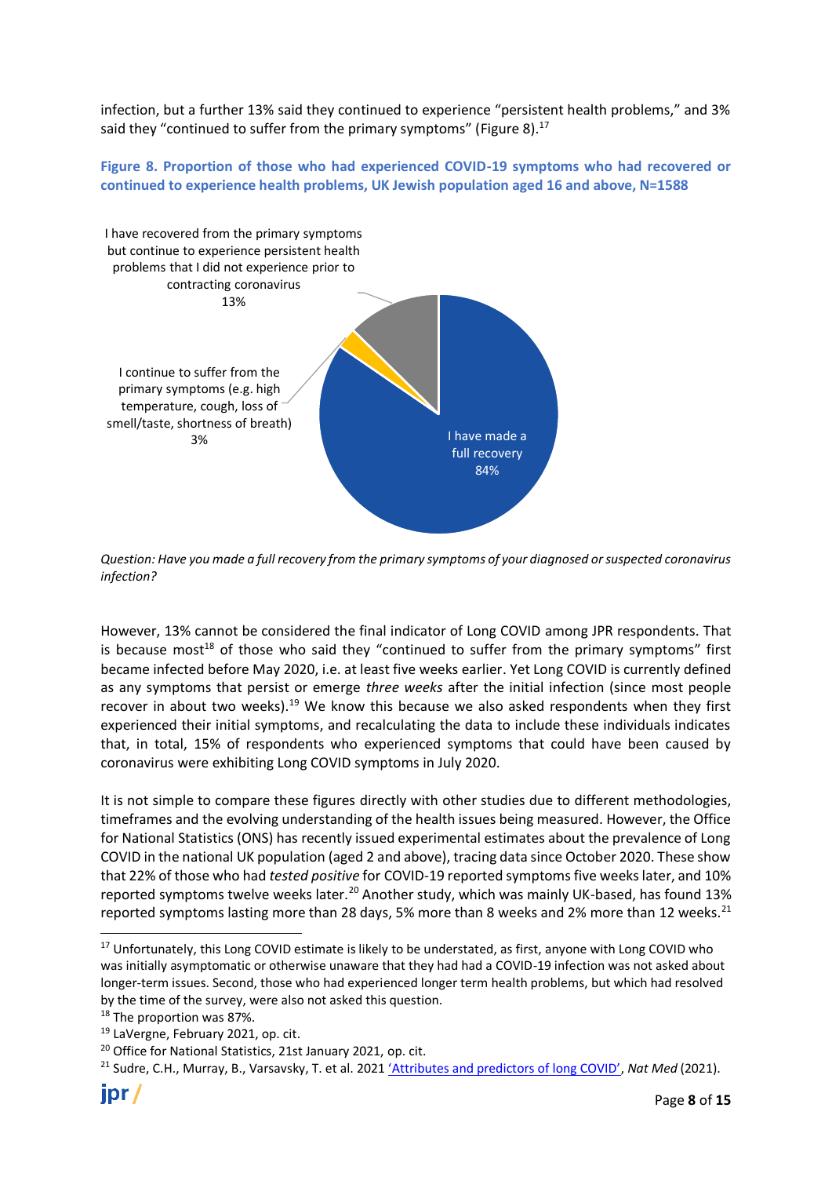infection, but a further 13% said they continued to experience "persistent health problems," and 3% said they "continued to suffer from the primary symptoms" (Figure 8).[17]

**Figure 8. Proportion of those who had experienced COVID-19 symptoms who had recovered or continued to experience health problems, UK Jewish population aged 16 and above, N=1588**

I have recovered from the primary symptoms but continue to experience persistent health problems that I did not experience prior to contracting coronavirus 13%

I continue to suffer from the primary symptoms (e.g. high temperature, cough, loss of smell/taste, shortness of breath) 3%

I have made a full recovery 84%

*Question: Have you made a full recovery from the primary symptoms of your diagnosed or suspected coronavirus infection?*

However, 13% cannot be considered the final indicator of Long COVID among JPR respondents. That is because most[18] of those who said they "continued to suffer from the primary symptoms" first became infected before May 2020, i.e. at least five weeks earlier. Yet Long COVID is currently defined as any symptoms that persist or emerge *three weeks* after the initial infection (since most people recover in about two weeks).[19] We know this because we also asked respondents when they first experienced their initial symptoms, and recalculating the data to include these individuals indicates that, in total, 15% of respondents who experienced symptoms that could have been caused by coronavirus were exhibiting Long COVID symptoms in July 2020.

It is not simple to compare these figures directly with other studies due to different methodologies, timeframes and the evolving understanding of the health issues being measured. However, the Office for National Statistics (ONS) has recently issued experimental estimates about the prevalence of Long COVID in the national UK population (aged 2 and above), tracing data since October 2020. These show that 22% of those who had *tested positive* for COVID-19 reported symptoms five weeks later, and 10% reported symptoms twelve weeks later.[20] Another study, which was mainly UK-based, has found 13% reported symptoms lasting more than 28 days, 5% more than 8 weeks and 2% more than 12 weeks.[21]

---

[17] Unfortunately, this Long COVID estimate is likely to be understated, as first, anyone with Long COVID who was initially asymptomatic or otherwise unaware that they had had a COVID-19 infection was not asked about longer-term issues. Second, those who had experienced longer term health problems, but which had resolved by the time of the survey, were also not asked this question.

[18] The proportion was 87%.

[19] LaVergne, February 2021, op. cit.

[20] Office for National Statistics, 21st January 2021, op. cit.

[21] Sudre, C.H., Murray, B., Varsavsky, T. et al. 2021 'Attributes and predictors of long COVID', *Nat Med* (2021).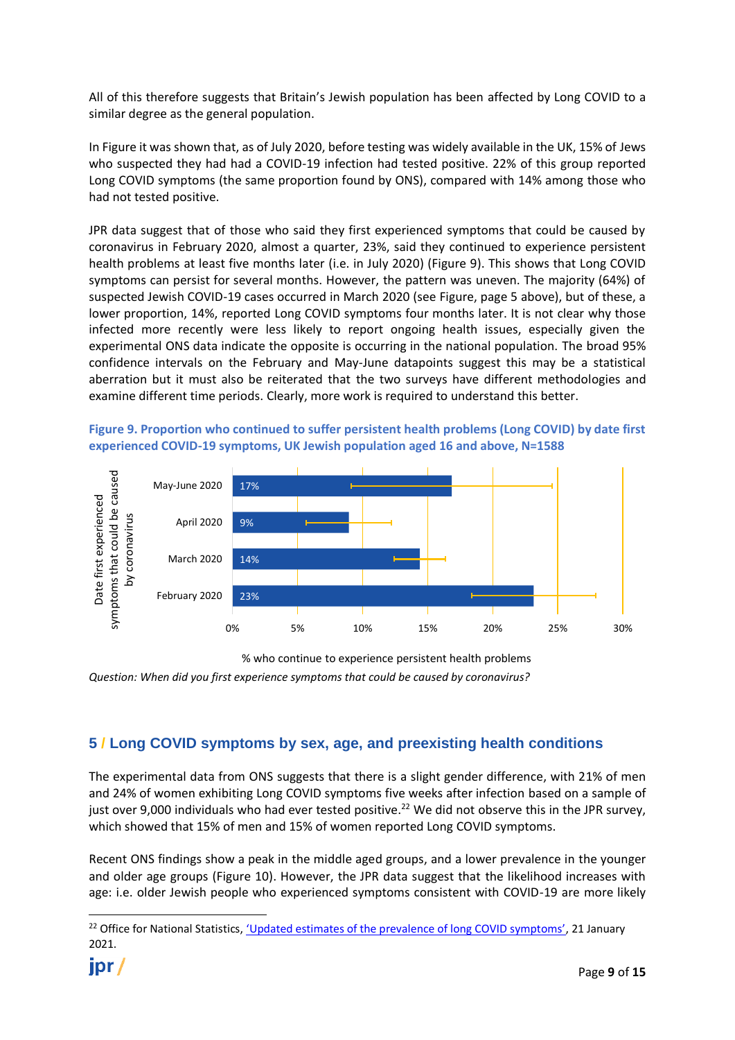All of this therefore suggests that Britain's Jewish population has been affected by Long COVID to a similar degree as the general population.

In Figure it was shown that, as of July 2020, before testing was widely available in the UK, 15% of Jews who suspected they had had a COVID-19 infection had tested positive. 22% of this group reported Long COVID symptoms (the same proportion found by ONS), compared with 14% among those who had not tested positive.

JPR data suggest that of those who said they first experienced symptoms that could be caused by coronavirus in February 2020, almost a quarter, 23%, said they continued to experience persistent health problems at least five months later (i.e. in July 2020) (Figure 9). This shows that Long COVID symptoms can persist for several months. However, the pattern was uneven. The majority (64%) of suspected Jewish COVID-19 cases occurred in March 2020 (see Figure, page 5 above), but of these, a lower proportion, 14%, reported Long COVID symptoms four months later. It is not clear why those infected more recently were less likely to report ongoing health issues, especially given the experimental ONS data indicate the opposite is occurring in the national population. The broad 95% confidence intervals on the February and May-June datapoints suggest this may be a statistical aberration but it must also be reiterated that the two surveys have different methodologies and examine different time periods. Clearly, more work is required to understand this better.

**Figure 9. Proportion who continued to suffer persistent health problems (Long COVID) by date first experienced COVID-19 symptoms, UK Jewish population aged 16 and above, N=1588**

| Date first experienced symptoms that could be caused by coronavirus | % who continue to experience persistent health problems |
|---|---|
| May-June 2020 | 17% |
| April 2020 | 9% |
| March 2020 | 14% |
| February 2020 | 23% |

*Question: When did you first experience symptoms that could be caused by coronavirus?*

## 5 / Long COVID symptoms by sex, age, and preexisting health conditions

The experimental data from ONS suggests that there is a slight gender difference, with 21% of men and 24% of women exhibiting Long COVID symptoms five weeks after infection based on a sample of just over 9,000 individuals who had ever tested positive.[22] We did not observe this in the JPR survey, which showed that 15% of men and 15% of women reported Long COVID symptoms.

Recent ONS findings show a peak in the middle aged groups, and a lower prevalence in the younger and older age groups (Figure 10). However, the JPR data suggest that the likelihood increases with age: i.e. older Jewish people who experienced symptoms consistent with COVID-19 are more likely

[22] Office for National Statistics, 'Updated estimates of the prevalence of long COVID symptoms', 21 January 2021.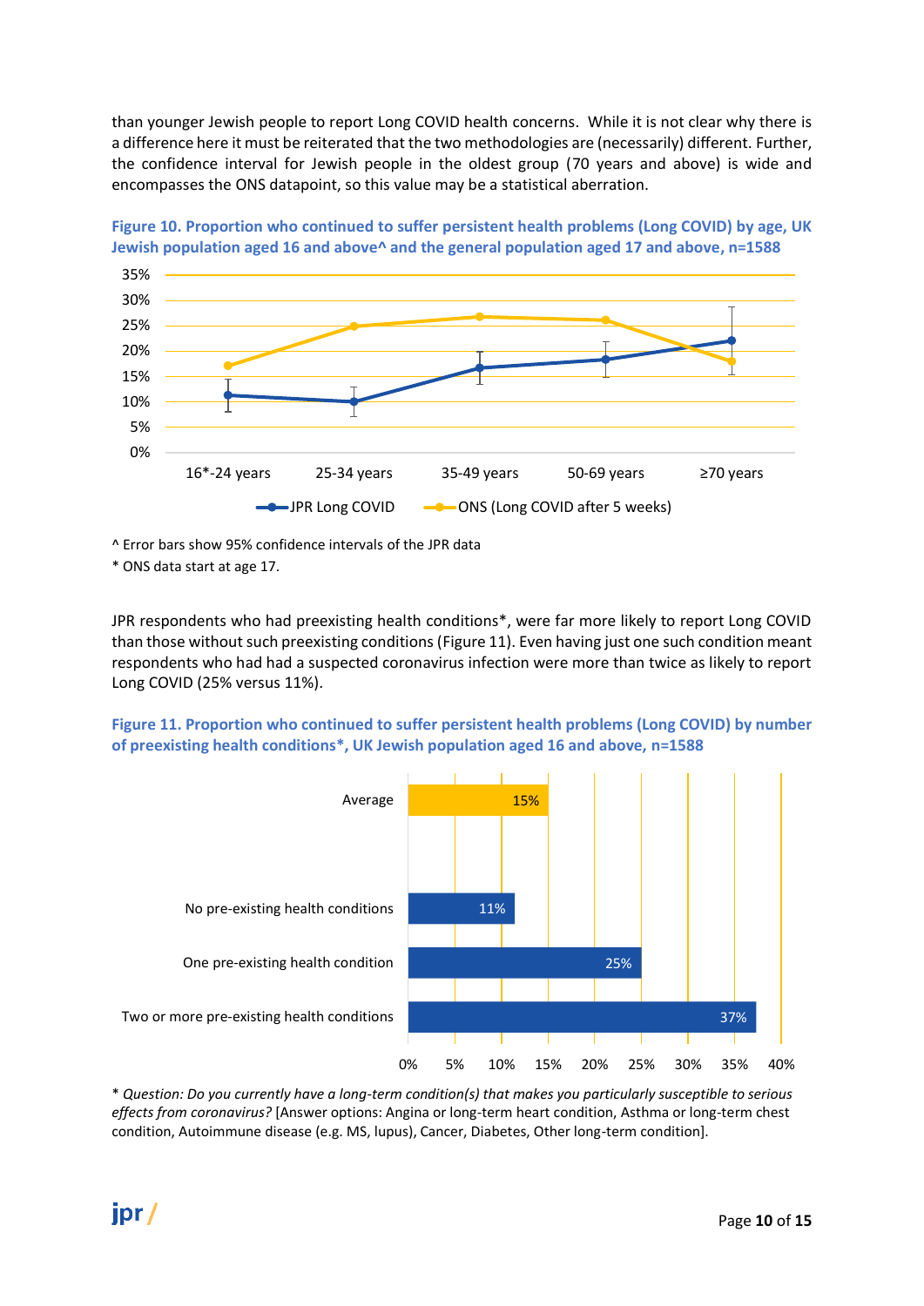than younger Jewish people to report Long COVID health concerns. While it is not clear why there is a difference here it must be reiterated that the two methodologies are (necessarily) different. Further, the confidence interval for Jewish people in the oldest group (70 years and above) is wide and encompasses the ONS datapoint, so this value may be a statistical aberration.

**Figure 10. Proportion who continued to suffer persistent health problems (Long COVID) by age, UK Jewish population aged 16 and above^ and the general population aged 17 and above, n=1588**

^ Error bars show 95% confidence intervals of the JPR data

* ONS data start at age 17.

JPR respondents who had preexisting health conditions*, were far more likely to report Long COVID than those without such preexisting conditions (Figure 11). Even having just one such condition meant respondents who had had a suspected coronavirus infection were more than twice as likely to report Long COVID (25% versus 11%).

**Figure 11. Proportion who continued to suffer persistent health problems (Long COVID) by number of preexisting health conditions*, UK Jewish population aged 16 and above, n=1588**

| Group | Proportion |
|---|---|
| Average | 15% |
| No pre-existing health conditions | 11% |
| One pre-existing health condition | 25% |
| Two or more pre-existing health conditions | 37% |

* *Question: Do you currently have a long-term condition(s) that makes you particularly susceptible to serious effects from coronavirus?* [Answer options: Angina or long-term heart condition, Asthma or long-term chest condition, Autoimmune disease (e.g. MS, lupus), Cancer, Diabetes, Other long-term condition].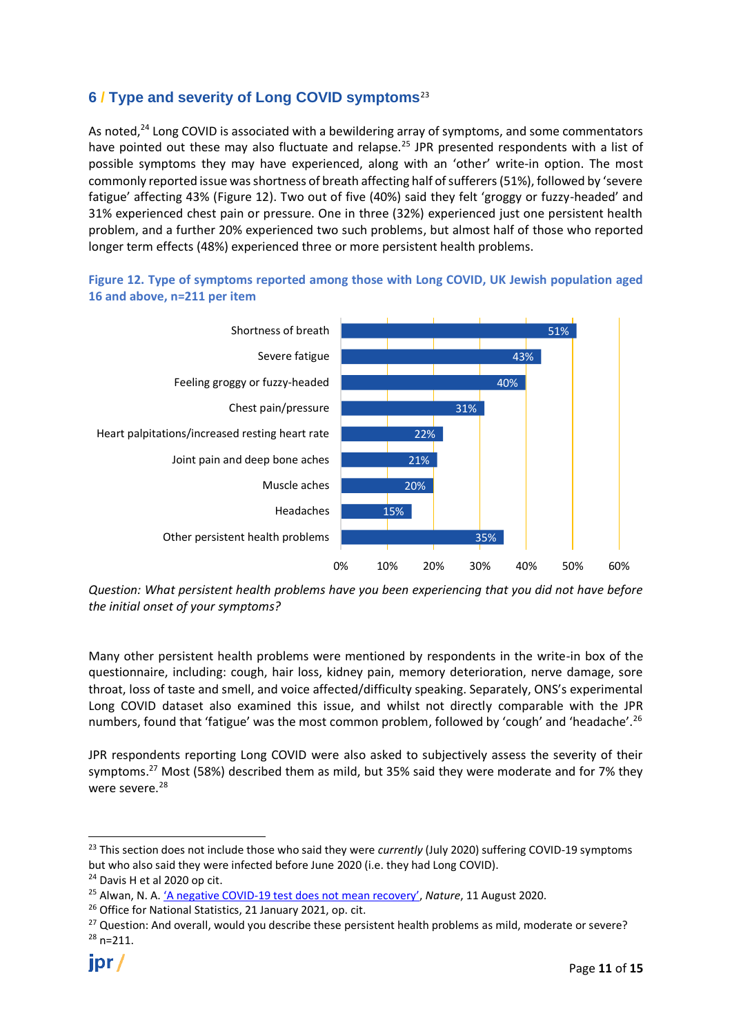## 6 / Type and severity of Long COVID symptoms[23]

As noted,[24] Long COVID is associated with a bewildering array of symptoms, and some commentators have pointed out these may also fluctuate and relapse.[25] JPR presented respondents with a list of possible symptoms they may have experienced, along with an 'other' write-in option. The most commonly reported issue was shortness of breath affecting half of sufferers (51%), followed by 'severe fatigue' affecting 43% (Figure 12). Two out of five (40%) said they felt 'groggy or fuzzy-headed' and 31% experienced chest pain or pressure. One in three (32%) experienced just one persistent health problem, and a further 20% experienced two such problems, but almost half of those who reported longer term effects (48%) experienced three or more persistent health problems.

**Figure 12. Type of symptoms reported among those with Long COVID, UK Jewish population aged 16 and above, n=211 per item**

| Symptom | % |
|---|---|
| Shortness of breath | 51% |
| Severe fatigue | 43% |
| Feeling groggy or fuzzy-headed | 40% |
| Chest pain/pressure | 31% |
| Heart palpitations/increased resting heart rate | 22% |
| Joint pain and deep bone aches | 21% |
| Muscle aches | 20% |
| Headaches | 15% |
| Other persistent health problems | 35% |

*Question: What persistent health problems have you been experiencing that you did not have before the initial onset of your symptoms?*

Many other persistent health problems were mentioned by respondents in the write-in box of the questionnaire, including: cough, hair loss, kidney pain, memory deterioration, nerve damage, sore throat, loss of taste and smell, and voice affected/difficulty speaking. Separately, ONS's experimental Long COVID dataset also examined this issue, and whilst not directly comparable with the JPR numbers, found that 'fatigue' was the most common problem, followed by 'cough' and 'headache'.[26]

JPR respondents reporting Long COVID were also asked to subjectively assess the severity of their symptoms.[27] Most (58%) described them as mild, but 35% said they were moderate and for 7% they were severe.[28]

---

[23] This section does not include those who said they were *currently* (July 2020) suffering COVID-19 symptoms but who also said they were infected before June 2020 (i.e. they had Long COVID).

[24] Davis H et al 2020 op cit.

[25] Alwan, N. A. 'A negative COVID-19 test does not mean recovery', *Nature*, 11 August 2020.

[26] Office for National Statistics, 21 January 2021, op. cit.

[27] Question: And overall, would you describe these persistent health problems as mild, moderate or severe?

[28] n=211.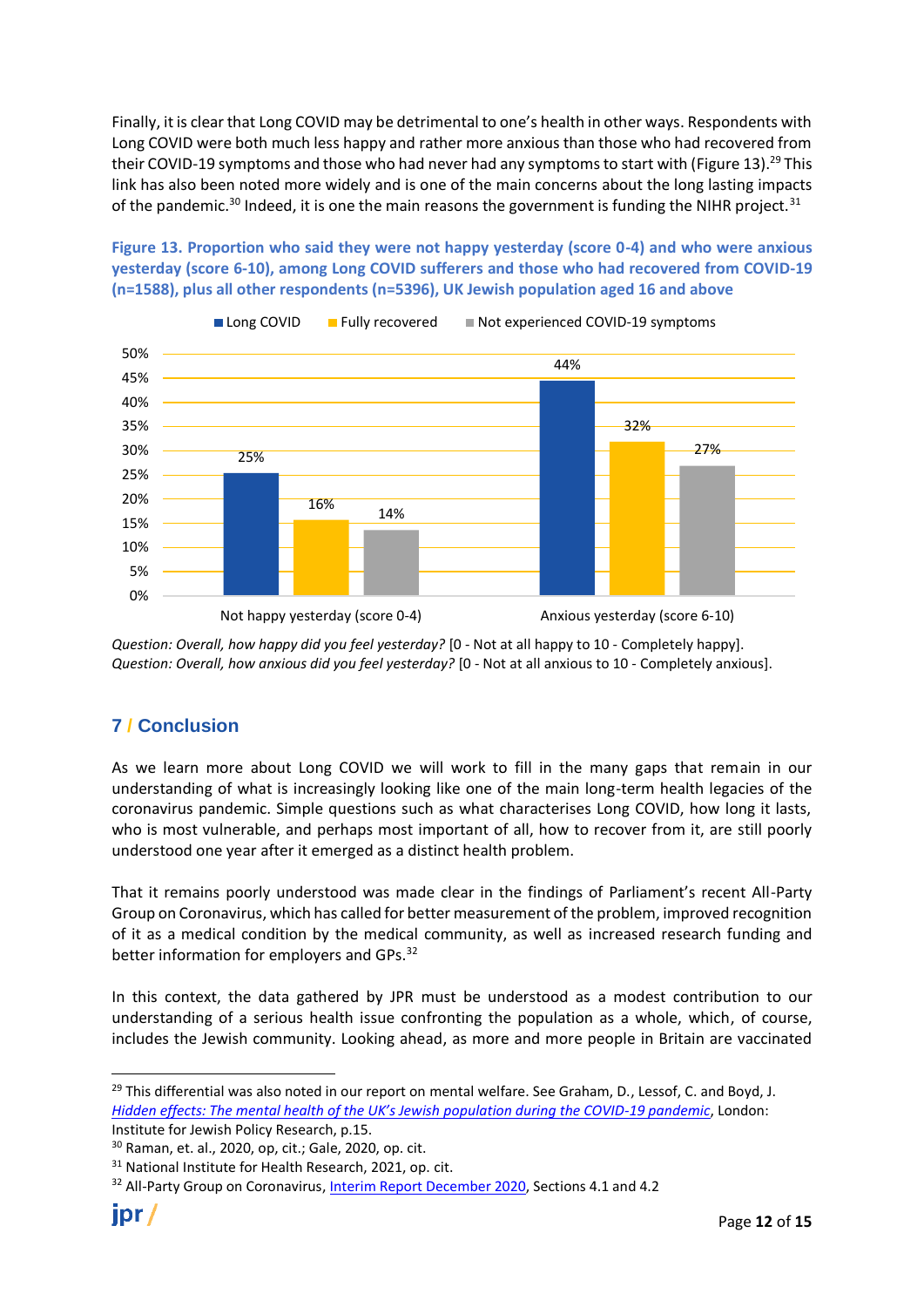Finally, it is clear that Long COVID may be detrimental to one's health in other ways. Respondents with Long COVID were both much less happy and rather more anxious than those who had recovered from their COVID-19 symptoms and those who had never had any symptoms to start with (Figure 13).[29] This link has also been noted more widely and is one of the main concerns about the long lasting impacts of the pandemic.[30] Indeed, it is one the main reasons the government is funding the NIHR project.[31]

**Figure 13. Proportion who said they were not happy yesterday (score 0-4) and who were anxious yesterday (score 6-10), among Long COVID sufferers and those who had recovered from COVID-19 (n=1588), plus all other respondents (n=5396), UK Jewish population aged 16 and above**

| | Long COVID | Fully recovered | Not experienced COVID-19 symptoms |
|---|---|---|---|
| Not happy yesterday (score 0-4) | 25% | 16% | 14% |
| Anxious yesterday (score 6-10) | 44% | 32% | 27% |

*Question: Overall, how happy did you feel yesterday?* [0 - Not at all happy to 10 - Completely happy].
*Question: Overall, how anxious did you feel yesterday?* [0 - Not at all anxious to 10 - Completely anxious].

## 7 / Conclusion

As we learn more about Long COVID we will work to fill in the many gaps that remain in our understanding of what is increasingly looking like one of the main long-term health legacies of the coronavirus pandemic. Simple questions such as what characterises Long COVID, how long it lasts, who is most vulnerable, and perhaps most important of all, how to recover from it, are still poorly understood one year after it emerged as a distinct health problem.

That it remains poorly understood was made clear in the findings of Parliament's recent All-Party Group on Coronavirus, which has called for better measurement of the problem, improved recognition of it as a medical condition by the medical community, as well as increased research funding and better information for employers and GPs.[32]

In this context, the data gathered by JPR must be understood as a modest contribution to our understanding of a serious health issue confronting the population as a whole, which, of course, includes the Jewish community. Looking ahead, as more and more people in Britain are vaccinated

---

[29] This differential was also noted in our report on mental welfare. See Graham, D., Lessof, C. and Boyd, J. *Hidden effects: The mental health of the UK's Jewish population during the COVID-19 pandemic*, London: Institute for Jewish Policy Research, p.15.

[30] Raman, et. al., 2020, op, cit.; Gale, 2020, op. cit.

[31] National Institute for Health Research, 2021, op. cit.

[32] All-Party Group on Coronavirus, Interim Report December 2020, Sections 4.1 and 4.2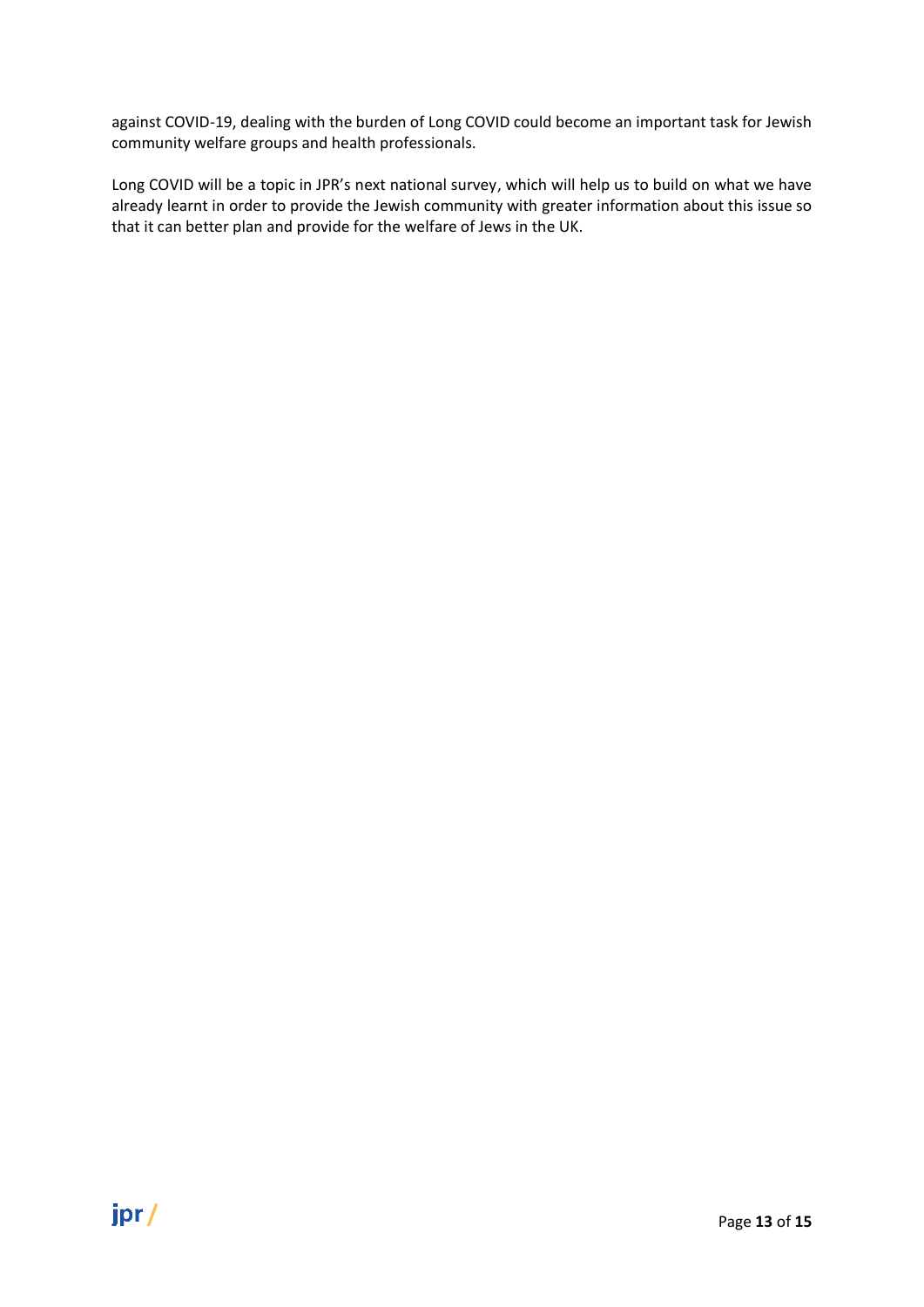against COVID-19, dealing with the burden of Long COVID could become an important task for Jewish community welfare groups and health professionals.

Long COVID will be a topic in JPR's next national survey, which will help us to build on what we have already learnt in order to provide the Jewish community with greater information about this issue so that it can better plan and provide for the welfare of Jews in the UK.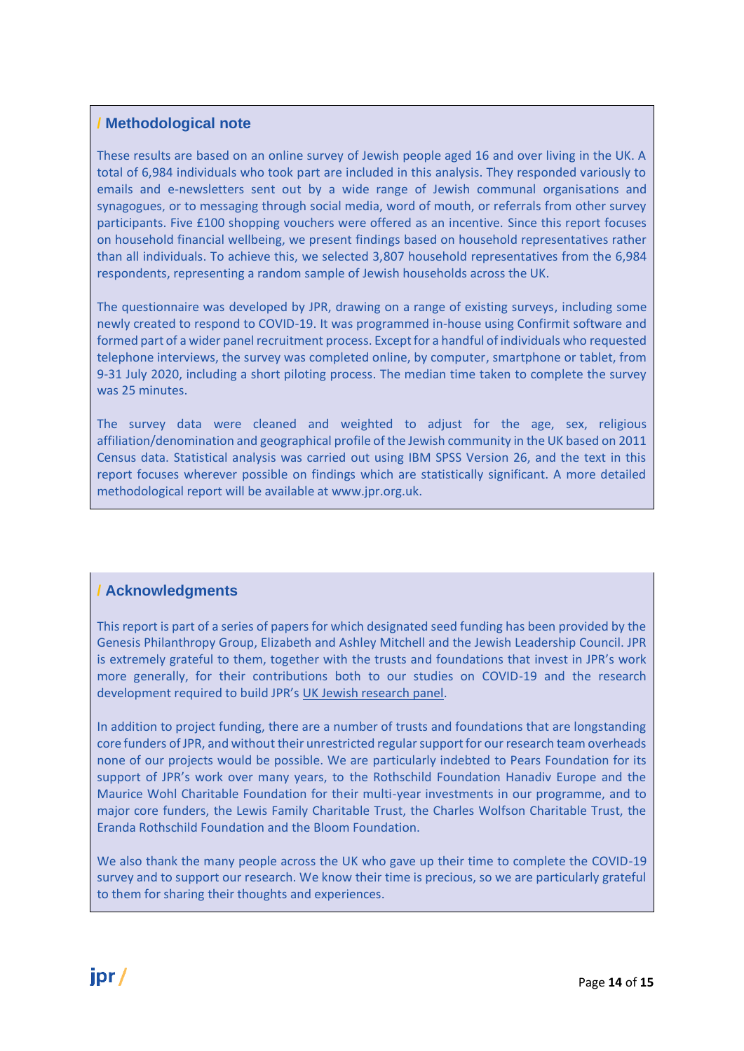## / Methodological note

These results are based on an online survey of Jewish people aged 16 and over living in the UK. A total of 6,984 individuals who took part are included in this analysis. They responded variously to emails and e-newsletters sent out by a wide range of Jewish communal organisations and synagogues, or to messaging through social media, word of mouth, or referrals from other survey participants. Five £100 shopping vouchers were offered as an incentive. Since this report focuses on household financial wellbeing, we present findings based on household representatives rather than all individuals. To achieve this, we selected 3,807 household representatives from the 6,984 respondents, representing a random sample of Jewish households across the UK.

The questionnaire was developed by JPR, drawing on a range of existing surveys, including some newly created to respond to COVID-19. It was programmed in-house using Confirmit software and formed part of a wider panel recruitment process. Except for a handful of individuals who requested telephone interviews, the survey was completed online, by computer, smartphone or tablet, from 9-31 July 2020, including a short piloting process. The median time taken to complete the survey was 25 minutes.

The survey data were cleaned and weighted to adjust for the age, sex, religious affiliation/denomination and geographical profile of the Jewish community in the UK based on 2011 Census data. Statistical analysis was carried out using IBM SPSS Version 26, and the text in this report focuses wherever possible on findings which are statistically significant. A more detailed methodological report will be available at www.jpr.org.uk.

## / Acknowledgments

This report is part of a series of papers for which designated seed funding has been provided by the Genesis Philanthropy Group, Elizabeth and Ashley Mitchell and the Jewish Leadership Council. JPR is extremely grateful to them, together with the trusts and foundations that invest in JPR's work more generally, for their contributions both to our studies on COVID-19 and the research development required to build JPR's UK Jewish research panel.

In addition to project funding, there are a number of trusts and foundations that are longstanding core funders of JPR, and without their unrestricted regular support for our research team overheads none of our projects would be possible. We are particularly indebted to Pears Foundation for its support of JPR's work over many years, to the Rothschild Foundation Hanadiv Europe and the Maurice Wohl Charitable Foundation for their multi-year investments in our programme, and to major core funders, the Lewis Family Charitable Trust, the Charles Wolfson Charitable Trust, the Eranda Rothschild Foundation and the Bloom Foundation.

We also thank the many people across the UK who gave up their time to complete the COVID-19 survey and to support our research. We know their time is precious, so we are particularly grateful to them for sharing their thoughts and experiences.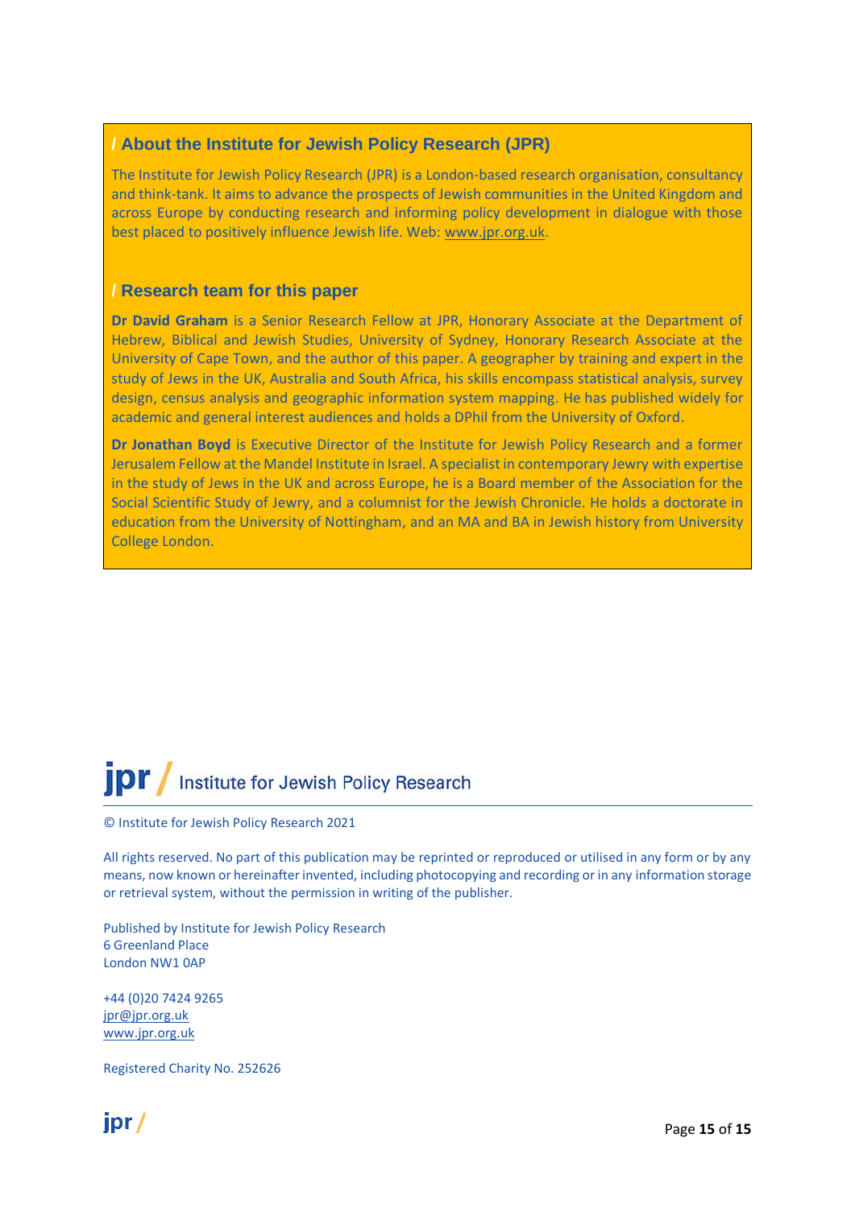## / About the Institute for Jewish Policy Research (JPR)

The Institute for Jewish Policy Research (JPR) is a London-based research organisation, consultancy and think-tank. It aims to advance the prospects of Jewish communities in the United Kingdom and across Europe by conducting research and informing policy development in dialogue with those best placed to positively influence Jewish life. Web: www.jpr.org.uk.

## / Research team for this paper

**Dr David Graham** is a Senior Research Fellow at JPR, Honorary Associate at the Department of Hebrew, Biblical and Jewish Studies, University of Sydney, Honorary Research Associate at the University of Cape Town, and the author of this paper. A geographer by training and expert in the study of Jews in the UK, Australia and South Africa, his skills encompass statistical analysis, survey design, census analysis and geographic information system mapping. He has published widely for academic and general interest audiences and holds a DPhil from the University of Oxford.

**Dr Jonathan Boyd** is Executive Director of the Institute for Jewish Policy Research and a former Jerusalem Fellow at the Mandel Institute in Israel. A specialist in contemporary Jewry with expertise in the study of Jews in the UK and across Europe, he is a Board member of the Association for the Social Scientific Study of Jewry, and a columnist for the Jewish Chronicle. He holds a doctorate in education from the University of Nottingham, and an MA and BA in Jewish history from University College London.

**jpr /** Institute for Jewish Policy Research

© Institute for Jewish Policy Research 2021

All rights reserved. No part of this publication may be reprinted or reproduced or utilised in any form or by any means, now known or hereinafter invented, including photocopying and recording or in any information storage or retrieval system, without the permission in writing of the publisher.

Published by Institute for Jewish Policy Research
6 Greenland Place
London NW1 0AP

+44 (0)20 7424 9265
jpr@jpr.org.uk
www.jpr.org.uk

Registered Charity No. 252626